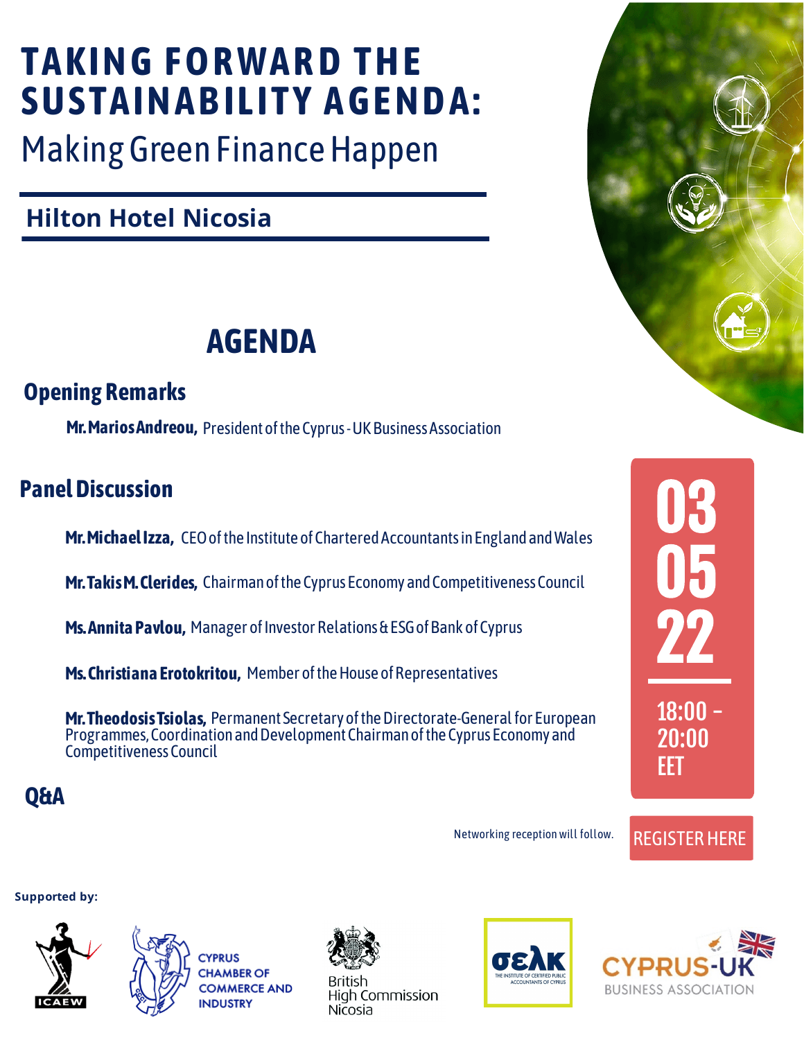# TAKING FORWARD THE SUSTAINABILITY AGENDA:

## Making Green Finance Happen

### Hilton Hotel Nicosia

## AGENDA

### Opening Remarks

**Mr. Marios Andreou,** President of the Cyprus - UK Business Association

### Panel Discussion

**Mr. Michael Izza,** CEO of the Institute of Chartered Accountants in England and Wales

**Mr. Takis M. Clerides,** Chairman of the Cyprus Economy and Competitiveness Council

**Ms. Annita Pavlou,** Manager of Investor Relations & ESG of Bank of Cyprus

**Ms. Christiana Erotokritou,** Member of the House of Representatives

**Mr. Theodosis Tsiolas,** Permanent Secretary of the Directorate-General for European Programmes, Coordination and Development Chairman of the Cyprus Economy and Competitiveness Council

### Q&A

**03 05 22**

18:00 - 20:00 EET

Networking reception will follow.

REGISTER HERE

**Supported by:**

ICAEW

CYPRUS CHAMBER OF COMMERCE AND INDUSTRY

British High Commission Nicosia

σελκ THE INSTITUTE OF CERTIFIED PUBLIC ACCOUNTANTS OF CYPRUS

CYPRUS-UK BUSINESS ASSOCIATION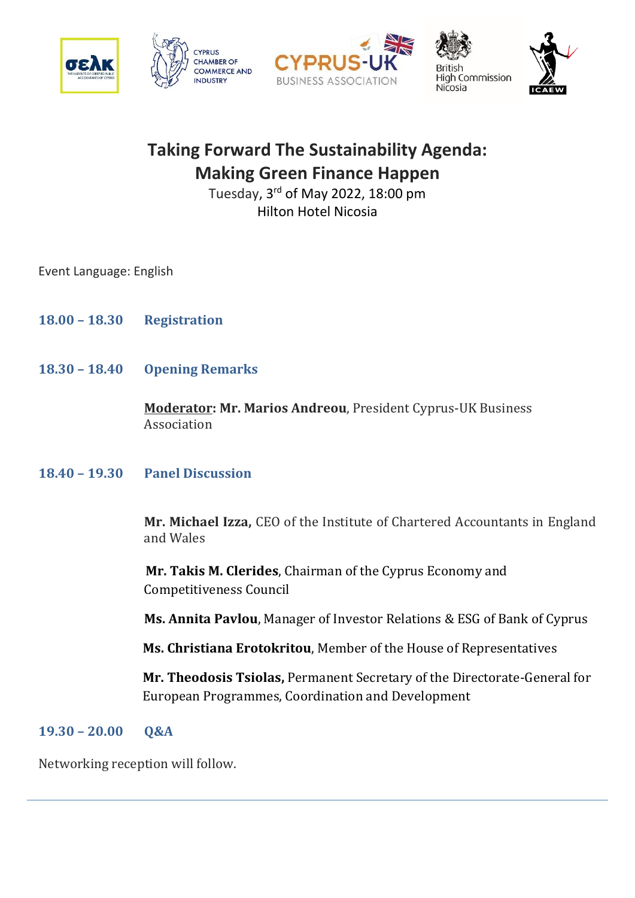# Taking Forward The Sustainability Agenda: Making Green Finance Happen

Tuesday, 3rd of May 2022, 18:00 pm
Hilton Hotel Nicosia

Event Language: English

**18.00 – 18.30** **Registration**

**18.30 – 18.40** **Opening Remarks**

**Moderator: Mr. Marios Andreou**, President Cyprus-UK Business Association

**18.40 – 19.30** **Panel Discussion**

**Mr. Michael Izza,** CEO of the Institute of Chartered Accountants in England and Wales

**Mr. Takis M. Clerides**, Chairman of the Cyprus Economy and Competitiveness Council

**Ms. Annita Pavlou**, Manager of Investor Relations & ESG of Bank of Cyprus

**Ms. Christiana Erotokritou**, Member of the House of Representatives

**Mr. Theodosis Tsiolas,** Permanent Secretary of the Directorate-General for European Programmes, Coordination and Development

**19.30 – 20.00** **Q&A**

Networking reception will follow.